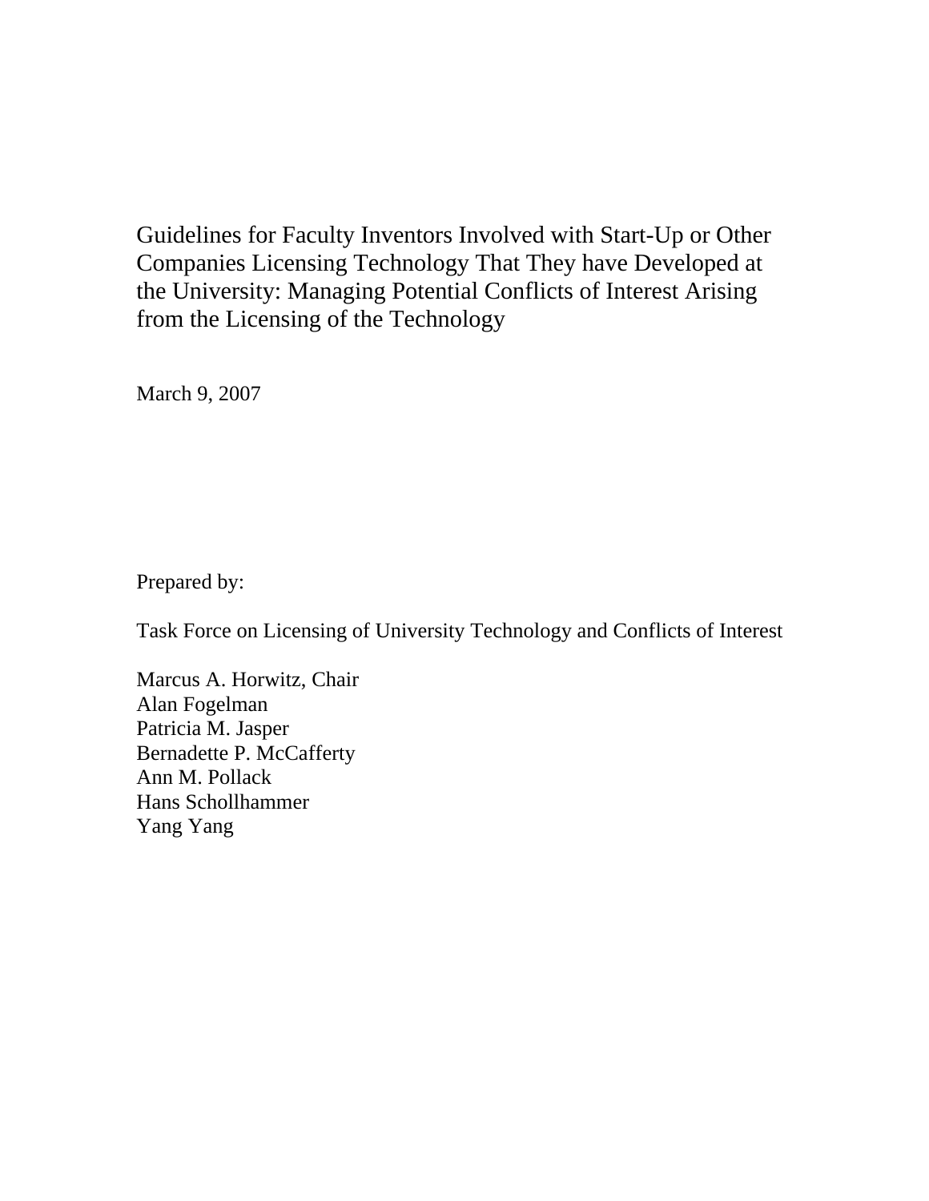# Guidelines for Faculty Inventors Involved with Start-Up or Other Companies Licensing Technology That They have Developed at the University: Managing Potential Conflicts of Interest Arising from the Licensing of the Technology

March 9, 2007

Prepared by:

Task Force on Licensing of University Technology and Conflicts of Interest

Marcus A. Horwitz, Chair
Alan Fogelman
Patricia M. Jasper
Bernadette P. McCafferty
Ann M. Pollack
Hans Schollhammer
Yang Yang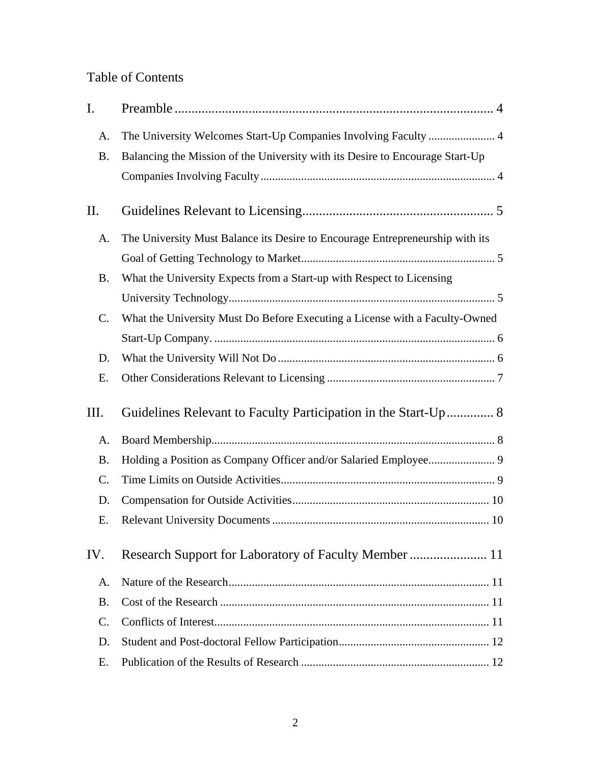# Table of Contents

I. Preamble ... 4

- A. The University Welcomes Start-Up Companies Involving Faculty ... 4
- B. Balancing the Mission of the University with its Desire to Encourage Start-Up Companies Involving Faculty ... 4

II. Guidelines Relevant to Licensing ... 5

- A. The University Must Balance its Desire to Encourage Entrepreneurship with its Goal of Getting Technology to Market ... 5
- B. What the University Expects from a Start-up with Respect to Licensing University Technology ... 5
- C. What the University Must Do Before Executing a License with a Faculty-Owned Start-Up Company. ... 6
- D. What the University Will Not Do ... 6
- E. Other Considerations Relevant to Licensing ... 7

III. Guidelines Relevant to Faculty Participation in the Start-Up ... 8

- A. Board Membership ... 8
- B. Holding a Position as Company Officer and/or Salaried Employee ... 9
- C. Time Limits on Outside Activities ... 9
- D. Compensation for Outside Activities ... 10
- E. Relevant University Documents ... 10

IV. Research Support for Laboratory of Faculty Member ... 11

- A. Nature of the Research ... 11
- B. Cost of the Research ... 11
- C. Conflicts of Interest ... 11
- D. Student and Post-doctoral Fellow Participation ... 12
- E. Publication of the Results of Research ... 12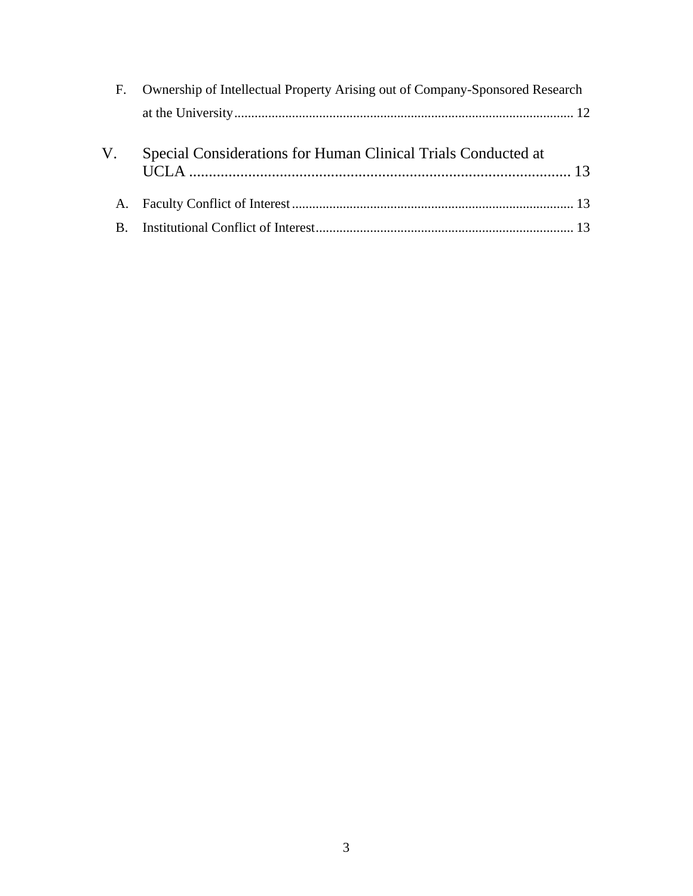F. Ownership of Intellectual Property Arising out of Company-Sponsored Research at the University .................................................................................................... 12

V. Special Considerations for Human Clinical Trials Conducted at UCLA .................................................................................................. 13

A. Faculty Conflict of Interest .................................................................................. 13

B. Institutional Conflict of Interest ........................................................................... 13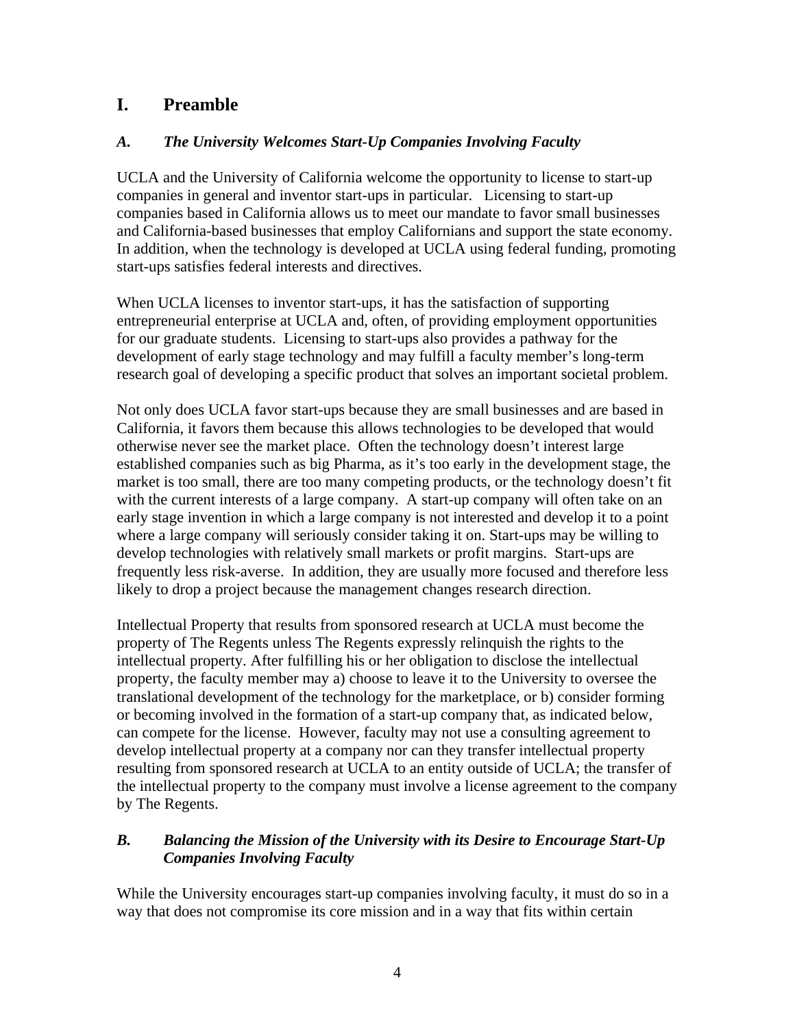# I. Preamble

## *A. The University Welcomes Start-Up Companies Involving Faculty*

UCLA and the University of California welcome the opportunity to license to start-up companies in general and inventor start-ups in particular. Licensing to start-up companies based in California allows us to meet our mandate to favor small businesses and California-based businesses that employ Californians and support the state economy. In addition, when the technology is developed at UCLA using federal funding, promoting start-ups satisfies federal interests and directives.

When UCLA licenses to inventor start-ups, it has the satisfaction of supporting entrepreneurial enterprise at UCLA and, often, of providing employment opportunities for our graduate students. Licensing to start-ups also provides a pathway for the development of early stage technology and may fulfill a faculty member's long-term research goal of developing a specific product that solves an important societal problem.

Not only does UCLA favor start-ups because they are small businesses and are based in California, it favors them because this allows technologies to be developed that would otherwise never see the market place. Often the technology doesn't interest large established companies such as big Pharma, as it's too early in the development stage, the market is too small, there are too many competing products, or the technology doesn't fit with the current interests of a large company. A start-up company will often take on an early stage invention in which a large company is not interested and develop it to a point where a large company will seriously consider taking it on. Start-ups may be willing to develop technologies with relatively small markets or profit margins. Start-ups are frequently less risk-averse. In addition, they are usually more focused and therefore less likely to drop a project because the management changes research direction.

Intellectual Property that results from sponsored research at UCLA must become the property of The Regents unless The Regents expressly relinquish the rights to the intellectual property. After fulfilling his or her obligation to disclose the intellectual property, the faculty member may a) choose to leave it to the University to oversee the translational development of the technology for the marketplace, or b) consider forming or becoming involved in the formation of a start-up company that, as indicated below, can compete for the license. However, faculty may not use a consulting agreement to develop intellectual property at a company nor can they transfer intellectual property resulting from sponsored research at UCLA to an entity outside of UCLA; the transfer of the intellectual property to the company must involve a license agreement to the company by The Regents.

## *B. Balancing the Mission of the University with its Desire to Encourage Start-Up Companies Involving Faculty*

While the University encourages start-up companies involving faculty, it must do so in a way that does not compromise its core mission and in a way that fits within certain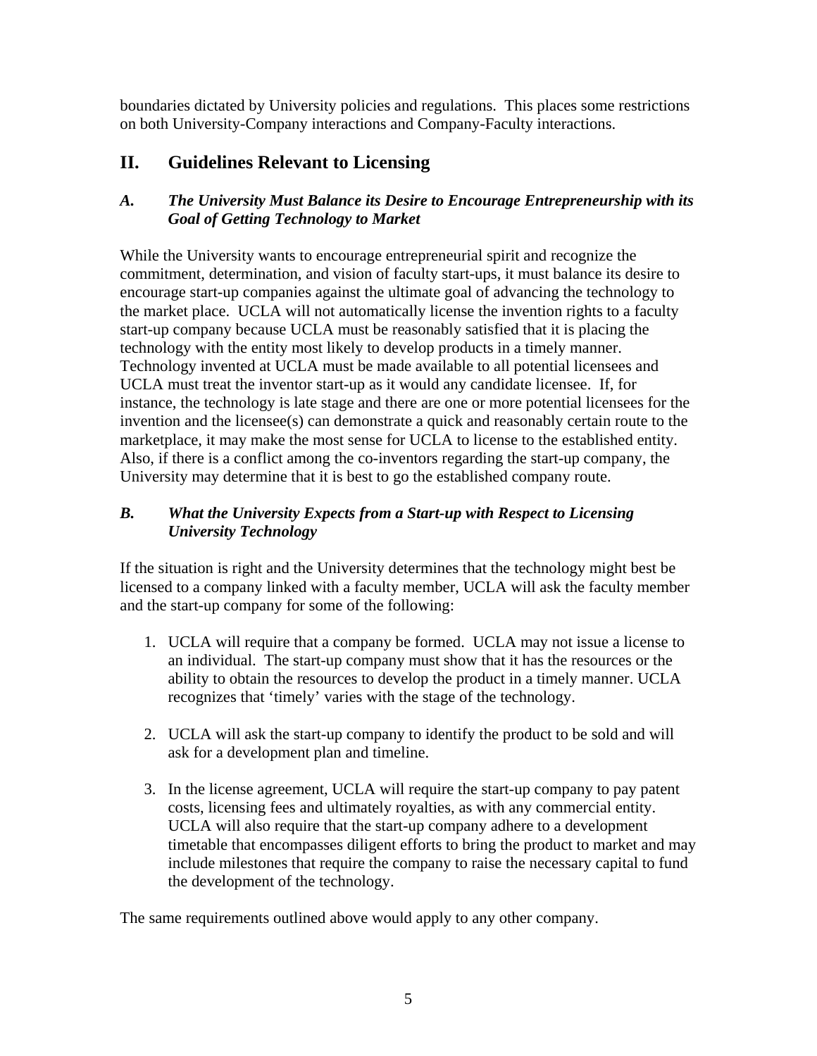boundaries dictated by University policies and regulations. This places some restrictions on both University-Company interactions and Company-Faculty interactions.

## II. Guidelines Relevant to Licensing

### *A. The University Must Balance its Desire to Encourage Entrepreneurship with its Goal of Getting Technology to Market*

While the University wants to encourage entrepreneurial spirit and recognize the commitment, determination, and vision of faculty start-ups, it must balance its desire to encourage start-up companies against the ultimate goal of advancing the technology to the market place. UCLA will not automatically license the invention rights to a faculty start-up company because UCLA must be reasonably satisfied that it is placing the technology with the entity most likely to develop products in a timely manner. Technology invented at UCLA must be made available to all potential licensees and UCLA must treat the inventor start-up as it would any candidate licensee. If, for instance, the technology is late stage and there are one or more potential licensees for the invention and the licensee(s) can demonstrate a quick and reasonably certain route to the marketplace, it may make the most sense for UCLA to license to the established entity. Also, if there is a conflict among the co-inventors regarding the start-up company, the University may determine that it is best to go the established company route.

### *B. What the University Expects from a Start-up with Respect to Licensing University Technology*

If the situation is right and the University determines that the technology might best be licensed to a company linked with a faculty member, UCLA will ask the faculty member and the start-up company for some of the following:

1. UCLA will require that a company be formed. UCLA may not issue a license to an individual. The start-up company must show that it has the resources or the ability to obtain the resources to develop the product in a timely manner. UCLA recognizes that 'timely' varies with the stage of the technology.

2. UCLA will ask the start-up company to identify the product to be sold and will ask for a development plan and timeline.

3. In the license agreement, UCLA will require the start-up company to pay patent costs, licensing fees and ultimately royalties, as with any commercial entity. UCLA will also require that the start-up company adhere to a development timetable that encompasses diligent efforts to bring the product to market and may include milestones that require the company to raise the necessary capital to fund the development of the technology.

The same requirements outlined above would apply to any other company.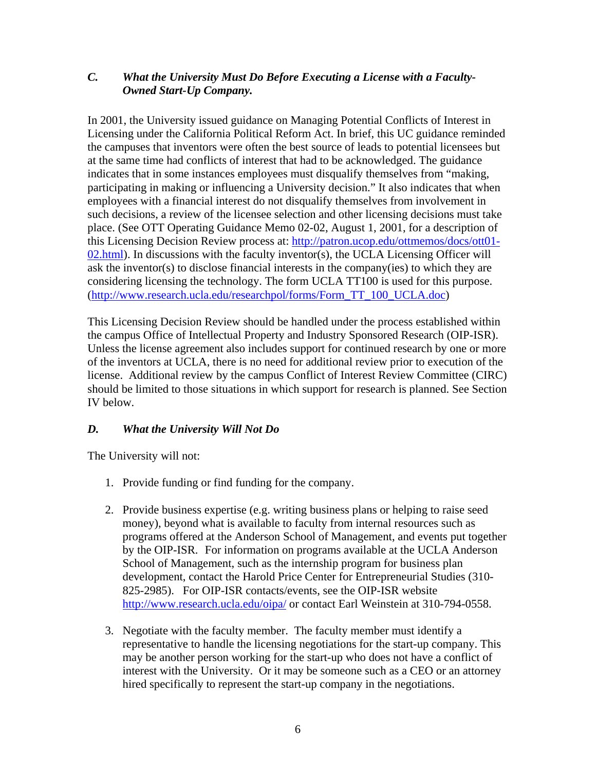### *C. What the University Must Do Before Executing a License with a Faculty-Owned Start-Up Company.*

In 2001, the University issued guidance on Managing Potential Conflicts of Interest in Licensing under the California Political Reform Act. In brief, this UC guidance reminded the campuses that inventors were often the best source of leads to potential licensees but at the same time had conflicts of interest that had to be acknowledged. The guidance indicates that in some instances employees must disqualify themselves from "making, participating in making or influencing a University decision." It also indicates that when employees with a financial interest do not disqualify themselves from involvement in such decisions, a review of the licensee selection and other licensing decisions must take place. (See OTT Operating Guidance Memo 02-02, August 1, 2001, for a description of this Licensing Decision Review process at: [http://patron.ucop.edu/ottmemos/docs/ott01-02.html](http://patron.ucop.edu/ottmemos/docs/ott01-02.html)). In discussions with the faculty inventor(s), the UCLA Licensing Officer will ask the inventor(s) to disclose financial interests in the company(ies) to which they are considering licensing the technology. The form UCLA TT100 is used for this purpose. ([http://www.research.ucla.edu/researchpol/forms/Form_TT_100_UCLA.doc](http://www.research.ucla.edu/researchpol/forms/Form_TT_100_UCLA.doc))

This Licensing Decision Review should be handled under the process established within the campus Office of Intellectual Property and Industry Sponsored Research (OIP-ISR). Unless the license agreement also includes support for continued research by one or more of the inventors at UCLA, there is no need for additional review prior to execution of the license. Additional review by the campus Conflict of Interest Review Committee (CIRC) should be limited to those situations in which support for research is planned. See Section IV below.

### *D. What the University Will Not Do*

The University will not:

1. Provide funding or find funding for the company.

2. Provide business expertise (e.g. writing business plans or helping to raise seed money), beyond what is available to faculty from internal resources such as programs offered at the Anderson School of Management, and events put together by the OIP-ISR. For information on programs available at the UCLA Anderson School of Management, such as the internship program for business plan development, contact the Harold Price Center for Entrepreneurial Studies (310-825-2985). For OIP-ISR contacts/events, see the OIP-ISR website [http://www.research.ucla.edu/oipa/](http://www.research.ucla.edu/oipa/) or contact Earl Weinstein at 310-794-0558.

3. Negotiate with the faculty member. The faculty member must identify a representative to handle the licensing negotiations for the start-up company. This may be another person working for the start-up who does not have a conflict of interest with the University. Or it may be someone such as a CEO or an attorney hired specifically to represent the start-up company in the negotiations.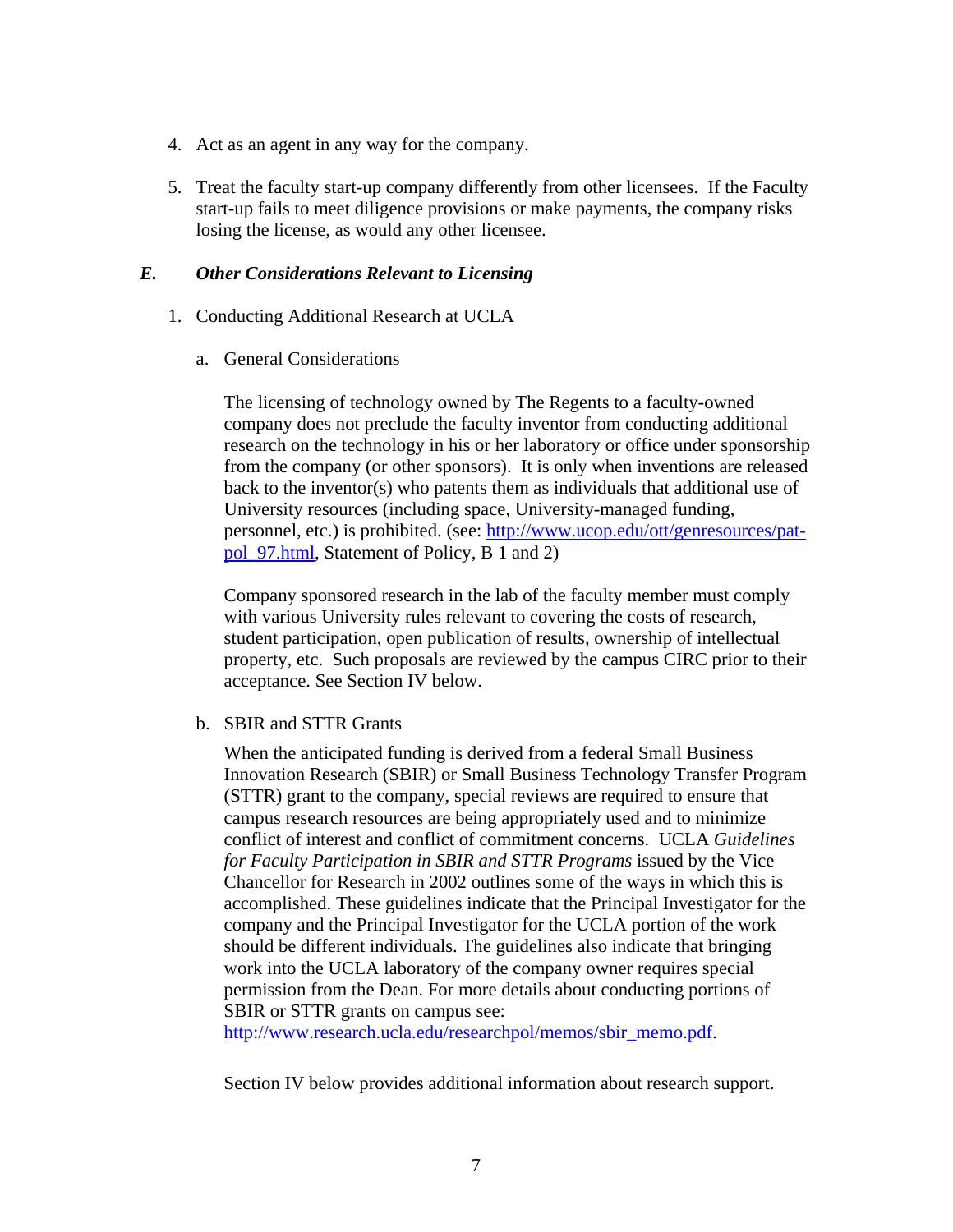4. Act as an agent in any way for the company.

5. Treat the faculty start-up company differently from other licensees. If the Faculty start-up fails to meet diligence provisions or make payments, the company risks losing the license, as would any other licensee.

### *E. Other Considerations Relevant to Licensing*

1. Conducting Additional Research at UCLA

   a. General Considerations

   The licensing of technology owned by The Regents to a faculty-owned company does not preclude the faculty inventor from conducting additional research on the technology in his or her laboratory or office under sponsorship from the company (or other sponsors). It is only when inventions are released back to the inventor(s) who patents them as individuals that additional use of University resources (including space, University-managed funding, personnel, etc.) is prohibited. (see: [http://www.ucop.edu/ott/genresources/pat-pol_97.html](http://www.ucop.edu/ott/genresources/pat-pol_97.html), Statement of Policy, B 1 and 2)

   Company sponsored research in the lab of the faculty member must comply with various University rules relevant to covering the costs of research, student participation, open publication of results, ownership of intellectual property, etc. Such proposals are reviewed by the campus CIRC prior to their acceptance. See Section IV below.

   b. SBIR and STTR Grants

   When the anticipated funding is derived from a federal Small Business Innovation Research (SBIR) or Small Business Technology Transfer Program (STTR) grant to the company, special reviews are required to ensure that campus research resources are being appropriately used and to minimize conflict of interest and conflict of commitment concerns. UCLA *Guidelines for Faculty Participation in SBIR and STTR Programs* issued by the Vice Chancellor for Research in 2002 outlines some of the ways in which this is accomplished. These guidelines indicate that the Principal Investigator for the company and the Principal Investigator for the UCLA portion of the work should be different individuals. The guidelines also indicate that bringing work into the UCLA laboratory of the company owner requires special permission from the Dean. For more details about conducting portions of SBIR or STTR grants on campus see: [http://www.research.ucla.edu/researchpol/memos/sbir_memo.pdf](http://www.research.ucla.edu/researchpol/memos/sbir_memo.pdf).

   Section IV below provides additional information about research support.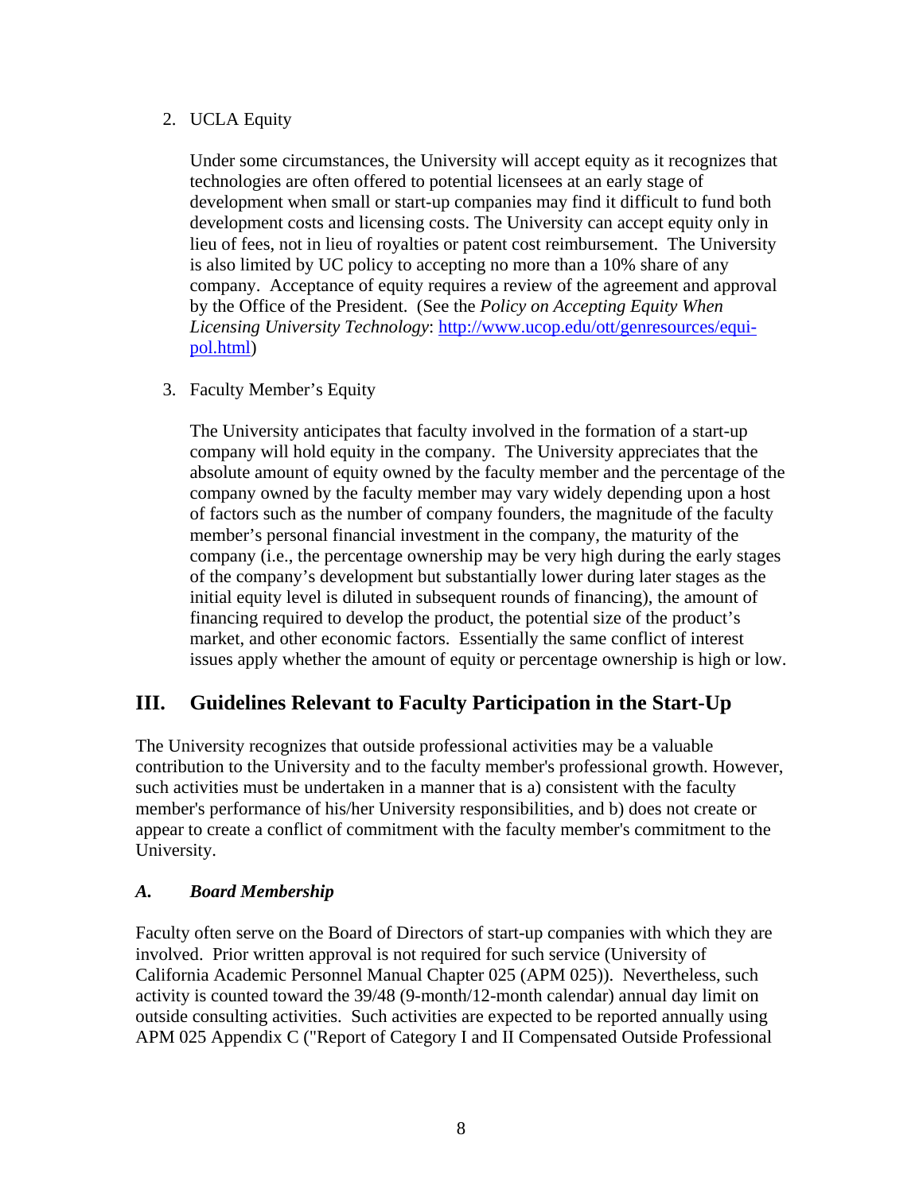2. UCLA Equity

   Under some circumstances, the University will accept equity as it recognizes that technologies are often offered to potential licensees at an early stage of development when small or start-up companies may find it difficult to fund both development costs and licensing costs. The University can accept equity only in lieu of fees, not in lieu of royalties or patent cost reimbursement. The University is also limited by UC policy to accepting no more than a 10% share of any company. Acceptance of equity requires a review of the agreement and approval by the Office of the President. (See the *Policy on Accepting Equity When Licensing University Technology*: [http://www.ucop.edu/ott/genresources/equi-pol.html](http://www.ucop.edu/ott/genresources/equi-pol.html))

3. Faculty Member's Equity

   The University anticipates that faculty involved in the formation of a start-up company will hold equity in the company. The University appreciates that the absolute amount of equity owned by the faculty member and the percentage of the company owned by the faculty member may vary widely depending upon a host of factors such as the number of company founders, the magnitude of the faculty member's personal financial investment in the company, the maturity of the company (i.e., the percentage ownership may be very high during the early stages of the company's development but substantially lower during later stages as the initial equity level is diluted in subsequent rounds of financing), the amount of financing required to develop the product, the potential size of the product's market, and other economic factors. Essentially the same conflict of interest issues apply whether the amount of equity or percentage ownership is high or low.

## III. Guidelines Relevant to Faculty Participation in the Start-Up

The University recognizes that outside professional activities may be a valuable contribution to the University and to the faculty member's professional growth. However, such activities must be undertaken in a manner that is a) consistent with the faculty member's performance of his/her University responsibilities, and b) does not create or appear to create a conflict of commitment with the faculty member's commitment to the University.

### *A. Board Membership*

Faculty often serve on the Board of Directors of start-up companies with which they are involved. Prior written approval is not required for such service (University of California Academic Personnel Manual Chapter 025 (APM 025)). Nevertheless, such activity is counted toward the 39/48 (9-month/12-month calendar) annual day limit on outside consulting activities. Such activities are expected to be reported annually using APM 025 Appendix C ("Report of Category I and II Compensated Outside Professional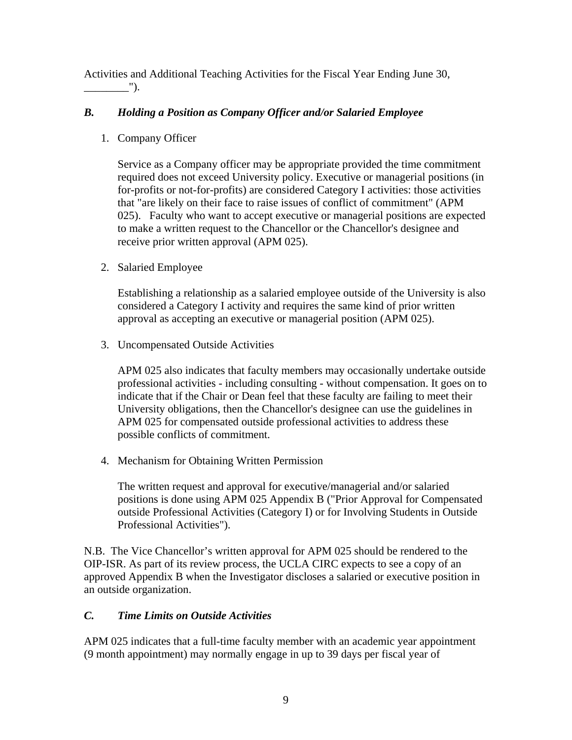Activities and Additional Teaching Activities for the Fiscal Year Ending June 30, ________").

### *B. Holding a Position as Company Officer and/or Salaried Employee*

1. Company Officer

   Service as a Company officer may be appropriate provided the time commitment required does not exceed University policy. Executive or managerial positions (in for-profits or not-for-profits) are considered Category I activities: those activities that "are likely on their face to raise issues of conflict of commitment" (APM 025). Faculty who want to accept executive or managerial positions are expected to make a written request to the Chancellor or the Chancellor's designee and receive prior written approval (APM 025).

2. Salaried Employee

   Establishing a relationship as a salaried employee outside of the University is also considered a Category I activity and requires the same kind of prior written approval as accepting an executive or managerial position (APM 025).

3. Uncompensated Outside Activities

   APM 025 also indicates that faculty members may occasionally undertake outside professional activities - including consulting - without compensation. It goes on to indicate that if the Chair or Dean feel that these faculty are failing to meet their University obligations, then the Chancellor's designee can use the guidelines in APM 025 for compensated outside professional activities to address these possible conflicts of commitment.

4. Mechanism for Obtaining Written Permission

   The written request and approval for executive/managerial and/or salaried positions is done using APM 025 Appendix B ("Prior Approval for Compensated outside Professional Activities (Category I) or for Involving Students in Outside Professional Activities").

N.B. The Vice Chancellor's written approval for APM 025 should be rendered to the OIP-ISR. As part of its review process, the UCLA CIRC expects to see a copy of an approved Appendix B when the Investigator discloses a salaried or executive position in an outside organization.

### *C. Time Limits on Outside Activities*

APM 025 indicates that a full-time faculty member with an academic year appointment (9 month appointment) may normally engage in up to 39 days per fiscal year of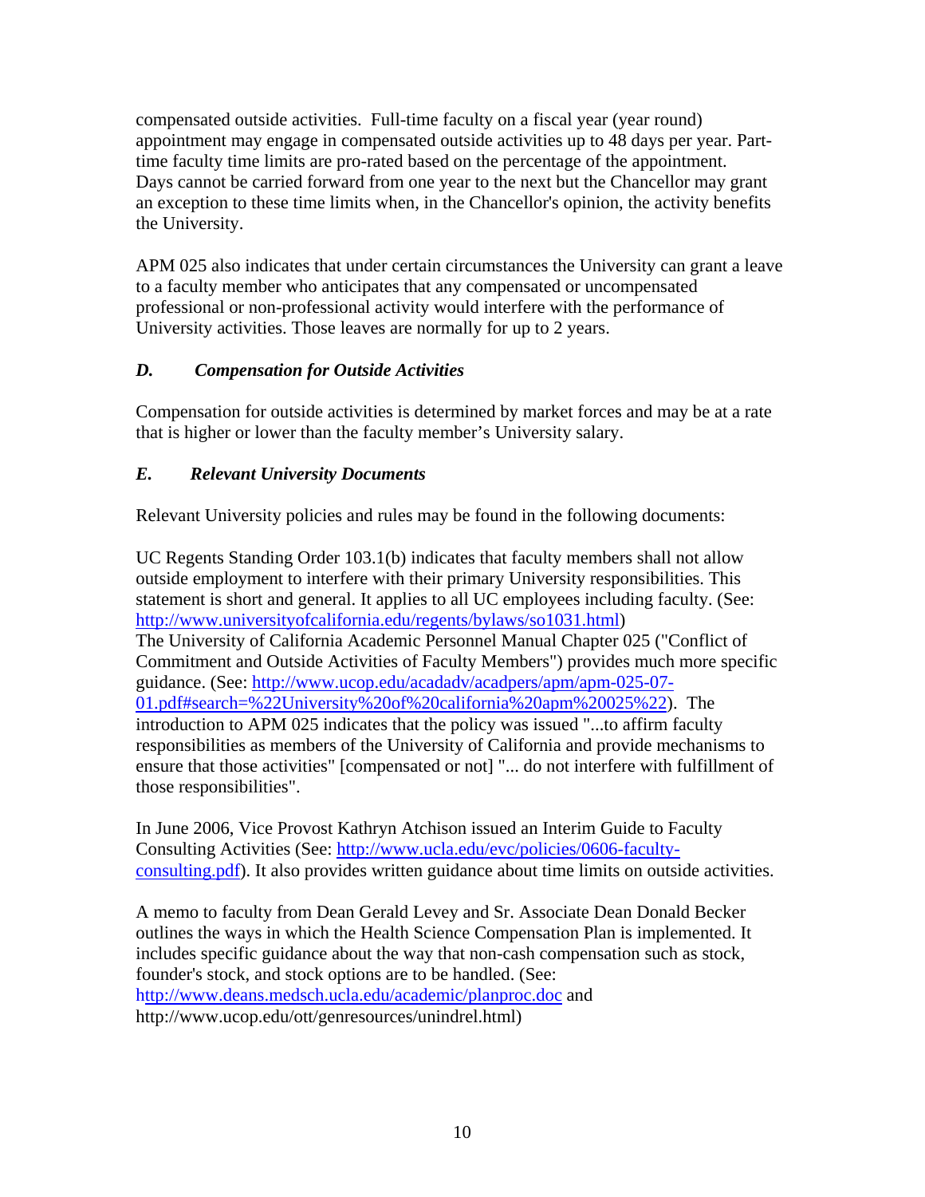compensated outside activities. Full-time faculty on a fiscal year (year round) appointment may engage in compensated outside activities up to 48 days per year. Part-time faculty time limits are pro-rated based on the percentage of the appointment. Days cannot be carried forward from one year to the next but the Chancellor may grant an exception to these time limits when, in the Chancellor's opinion, the activity benefits the University.

APM 025 also indicates that under certain circumstances the University can grant a leave to a faculty member who anticipates that any compensated or uncompensated professional or non-professional activity would interfere with the performance of University activities. Those leaves are normally for up to 2 years.

### *D. Compensation for Outside Activities*

Compensation for outside activities is determined by market forces and may be at a rate that is higher or lower than the faculty member's University salary.

### *E. Relevant University Documents*

Relevant University policies and rules may be found in the following documents:

UC Regents Standing Order 103.1(b) indicates that faculty members shall not allow outside employment to interfere with their primary University responsibilities. This statement is short and general. It applies to all UC employees including faculty. (See: [http://www.universityofcalifornia.edu/regents/bylaws/so1031.html](http://www.universityofcalifornia.edu/regents/bylaws/so1031.html))
The University of California Academic Personnel Manual Chapter 025 ("Conflict of Commitment and Outside Activities of Faculty Members") provides much more specific guidance. (See: [http://www.ucop.edu/acadadv/acadpers/apm/apm-025-07-01.pdf#search=%22University%20of%20california%20apm%20025%22](http://www.ucop.edu/acadadv/acadpers/apm/apm-025-07-01.pdf#search=%22University%20of%20california%20apm%20025%22)). The introduction to APM 025 indicates that the policy was issued "...to affirm faculty responsibilities as members of the University of California and provide mechanisms to ensure that those activities" [compensated or not] "... do not interfere with fulfillment of those responsibilities".

In June 2006, Vice Provost Kathryn Atchison issued an Interim Guide to Faculty Consulting Activities (See: [http://www.ucla.edu/evc/policies/0606-faculty-consulting.pdf](http://www.ucla.edu/evc/policies/0606-faculty-consulting.pdf)). It also provides written guidance about time limits on outside activities.

A memo to faculty from Dean Gerald Levey and Sr. Associate Dean Donald Becker outlines the ways in which the Health Science Compensation Plan is implemented. It includes specific guidance about the way that non-cash compensation such as stock, founder's stock, and stock options are to be handled. (See: [http://www.deans.medsch.ucla.edu/academic/planproc.doc](http://www.deans.medsch.ucla.edu/academic/planproc.doc) and http://www.ucop.edu/ott/genresources/unindrel.html)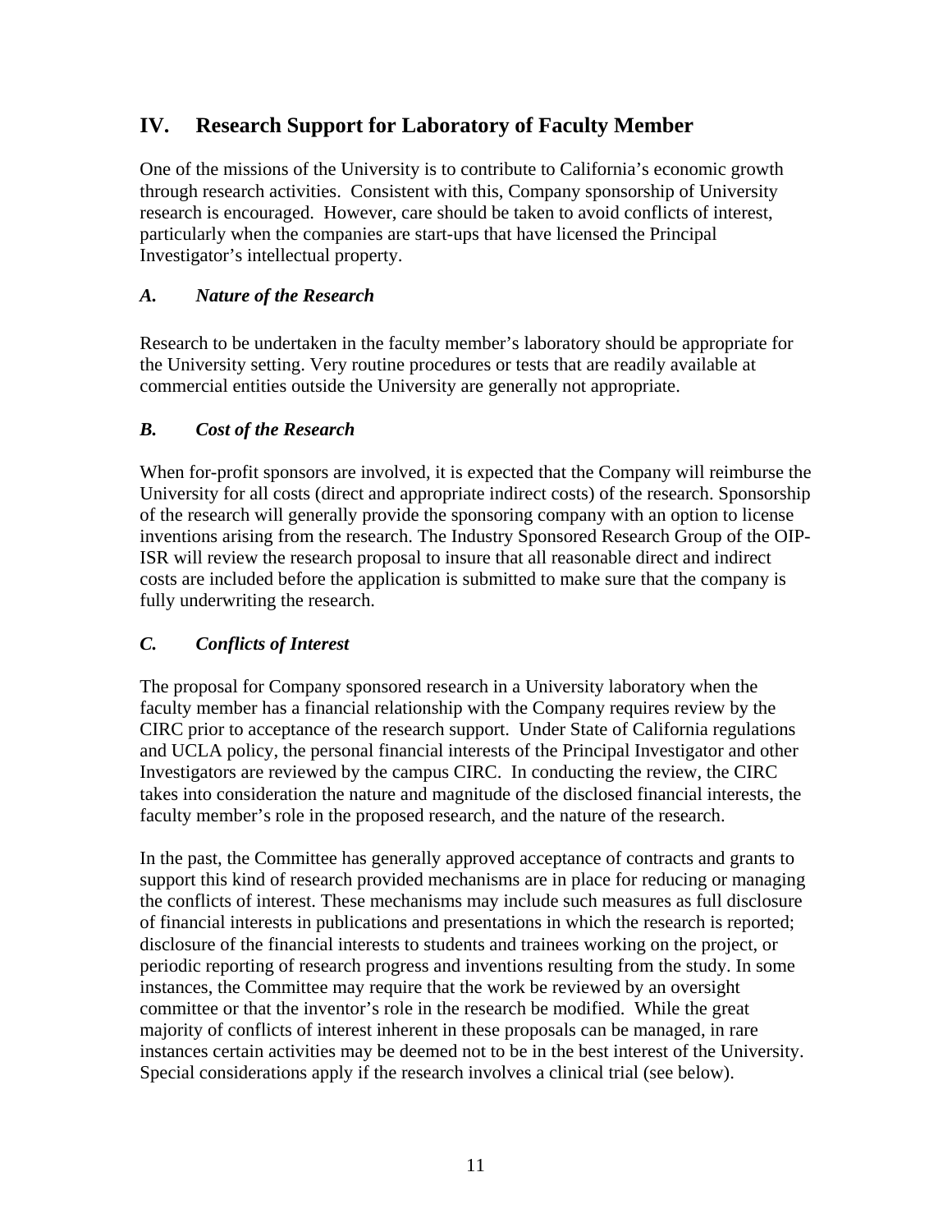## IV. Research Support for Laboratory of Faculty Member

One of the missions of the University is to contribute to California's economic growth through research activities. Consistent with this, Company sponsorship of University research is encouraged. However, care should be taken to avoid conflicts of interest, particularly when the companies are start-ups that have licensed the Principal Investigator's intellectual property.

### *A. Nature of the Research*

Research to be undertaken in the faculty member's laboratory should be appropriate for the University setting. Very routine procedures or tests that are readily available at commercial entities outside the University are generally not appropriate.

### *B. Cost of the Research*

When for-profit sponsors are involved, it is expected that the Company will reimburse the University for all costs (direct and appropriate indirect costs) of the research. Sponsorship of the research will generally provide the sponsoring company with an option to license inventions arising from the research. The Industry Sponsored Research Group of the OIP-ISR will review the research proposal to insure that all reasonable direct and indirect costs are included before the application is submitted to make sure that the company is fully underwriting the research.

### *C. Conflicts of Interest*

The proposal for Company sponsored research in a University laboratory when the faculty member has a financial relationship with the Company requires review by the CIRC prior to acceptance of the research support. Under State of California regulations and UCLA policy, the personal financial interests of the Principal Investigator and other Investigators are reviewed by the campus CIRC. In conducting the review, the CIRC takes into consideration the nature and magnitude of the disclosed financial interests, the faculty member's role in the proposed research, and the nature of the research.

In the past, the Committee has generally approved acceptance of contracts and grants to support this kind of research provided mechanisms are in place for reducing or managing the conflicts of interest. These mechanisms may include such measures as full disclosure of financial interests in publications and presentations in which the research is reported; disclosure of the financial interests to students and trainees working on the project, or periodic reporting of research progress and inventions resulting from the study. In some instances, the Committee may require that the work be reviewed by an oversight committee or that the inventor's role in the research be modified. While the great majority of conflicts of interest inherent in these proposals can be managed, in rare instances certain activities may be deemed not to be in the best interest of the University. Special considerations apply if the research involves a clinical trial (see below).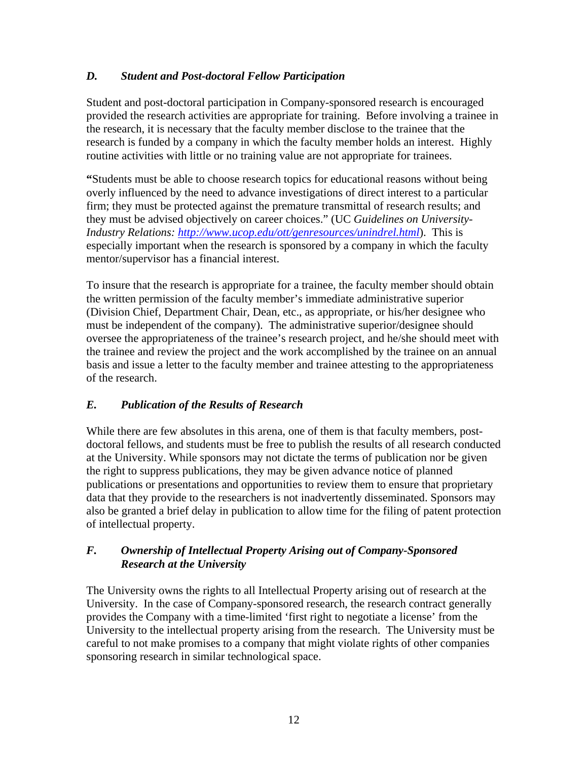### *D. Student and Post-doctoral Fellow Participation*

Student and post-doctoral participation in Company-sponsored research is encouraged provided the research activities are appropriate for training. Before involving a trainee in the research, it is necessary that the faculty member disclose to the trainee that the research is funded by a company in which the faculty member holds an interest. Highly routine activities with little or no training value are not appropriate for trainees.

**"**Students must be able to choose research topics for educational reasons without being overly influenced by the need to advance investigations of direct interest to a particular firm; they must be protected against the premature transmittal of research results; and they must be advised objectively on career choices." (UC *Guidelines on University-Industry Relations: http://www.ucop.edu/ott/genresources/unindrel.html*). This is especially important when the research is sponsored by a company in which the faculty mentor/supervisor has a financial interest.

To insure that the research is appropriate for a trainee, the faculty member should obtain the written permission of the faculty member's immediate administrative superior (Division Chief, Department Chair, Dean, etc., as appropriate, or his/her designee who must be independent of the company). The administrative superior/designee should oversee the appropriateness of the trainee's research project, and he/she should meet with the trainee and review the project and the work accomplished by the trainee on an annual basis and issue a letter to the faculty member and trainee attesting to the appropriateness of the research.

### *E. Publication of the Results of Research*

While there are few absolutes in this arena, one of them is that faculty members, post-doctoral fellows, and students must be free to publish the results of all research conducted at the University. While sponsors may not dictate the terms of publication nor be given the right to suppress publications, they may be given advance notice of planned publications or presentations and opportunities to review them to ensure that proprietary data that they provide to the researchers is not inadvertently disseminated. Sponsors may also be granted a brief delay in publication to allow time for the filing of patent protection of intellectual property.

### *F. Ownership of Intellectual Property Arising out of Company-Sponsored Research at the University*

The University owns the rights to all Intellectual Property arising out of research at the University. In the case of Company-sponsored research, the research contract generally provides the Company with a time-limited 'first right to negotiate a license' from the University to the intellectual property arising from the research. The University must be careful to not make promises to a company that might violate rights of other companies sponsoring research in similar technological space.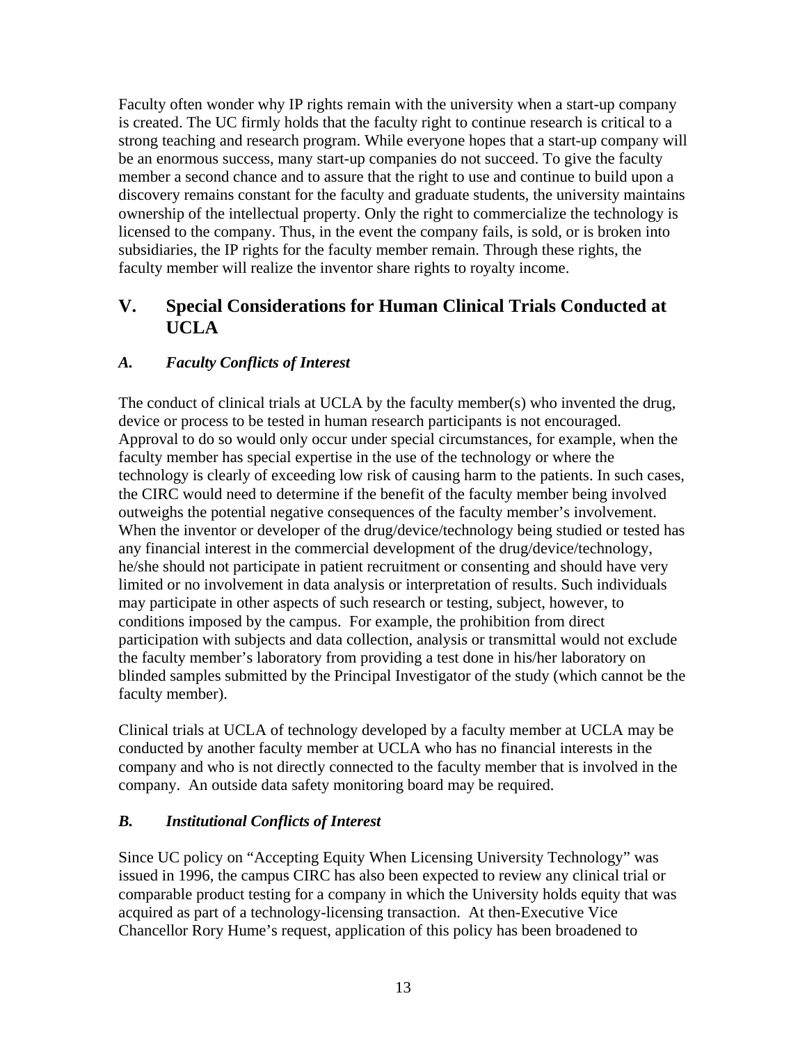Faculty often wonder why IP rights remain with the university when a start-up company is created. The UC firmly holds that the faculty right to continue research is critical to a strong teaching and research program. While everyone hopes that a start-up company will be an enormous success, many start-up companies do not succeed. To give the faculty member a second chance and to assure that the right to use and continue to build upon a discovery remains constant for the faculty and graduate students, the university maintains ownership of the intellectual property. Only the right to commercialize the technology is licensed to the company. Thus, in the event the company fails, is sold, or is broken into subsidiaries, the IP rights for the faculty member remain. Through these rights, the faculty member will realize the inventor share rights to royalty income.

## V. Special Considerations for Human Clinical Trials Conducted at UCLA

### *A. Faculty Conflicts of Interest*

The conduct of clinical trials at UCLA by the faculty member(s) who invented the drug, device or process to be tested in human research participants is not encouraged. Approval to do so would only occur under special circumstances, for example, when the faculty member has special expertise in the use of the technology or where the technology is clearly of exceeding low risk of causing harm to the patients. In such cases, the CIRC would need to determine if the benefit of the faculty member being involved outweighs the potential negative consequences of the faculty member's involvement. When the inventor or developer of the drug/device/technology being studied or tested has any financial interest in the commercial development of the drug/device/technology, he/she should not participate in patient recruitment or consenting and should have very limited or no involvement in data analysis or interpretation of results. Such individuals may participate in other aspects of such research or testing, subject, however, to conditions imposed by the campus. For example, the prohibition from direct participation with subjects and data collection, analysis or transmittal would not exclude the faculty member's laboratory from providing a test done in his/her laboratory on blinded samples submitted by the Principal Investigator of the study (which cannot be the faculty member).

Clinical trials at UCLA of technology developed by a faculty member at UCLA may be conducted by another faculty member at UCLA who has no financial interests in the company and who is not directly connected to the faculty member that is involved in the company. An outside data safety monitoring board may be required.

### *B. Institutional Conflicts of Interest*

Since UC policy on "Accepting Equity When Licensing University Technology" was issued in 1996, the campus CIRC has also been expected to review any clinical trial or comparable product testing for a company in which the University holds equity that was acquired as part of a technology-licensing transaction. At then-Executive Vice Chancellor Rory Hume's request, application of this policy has been broadened to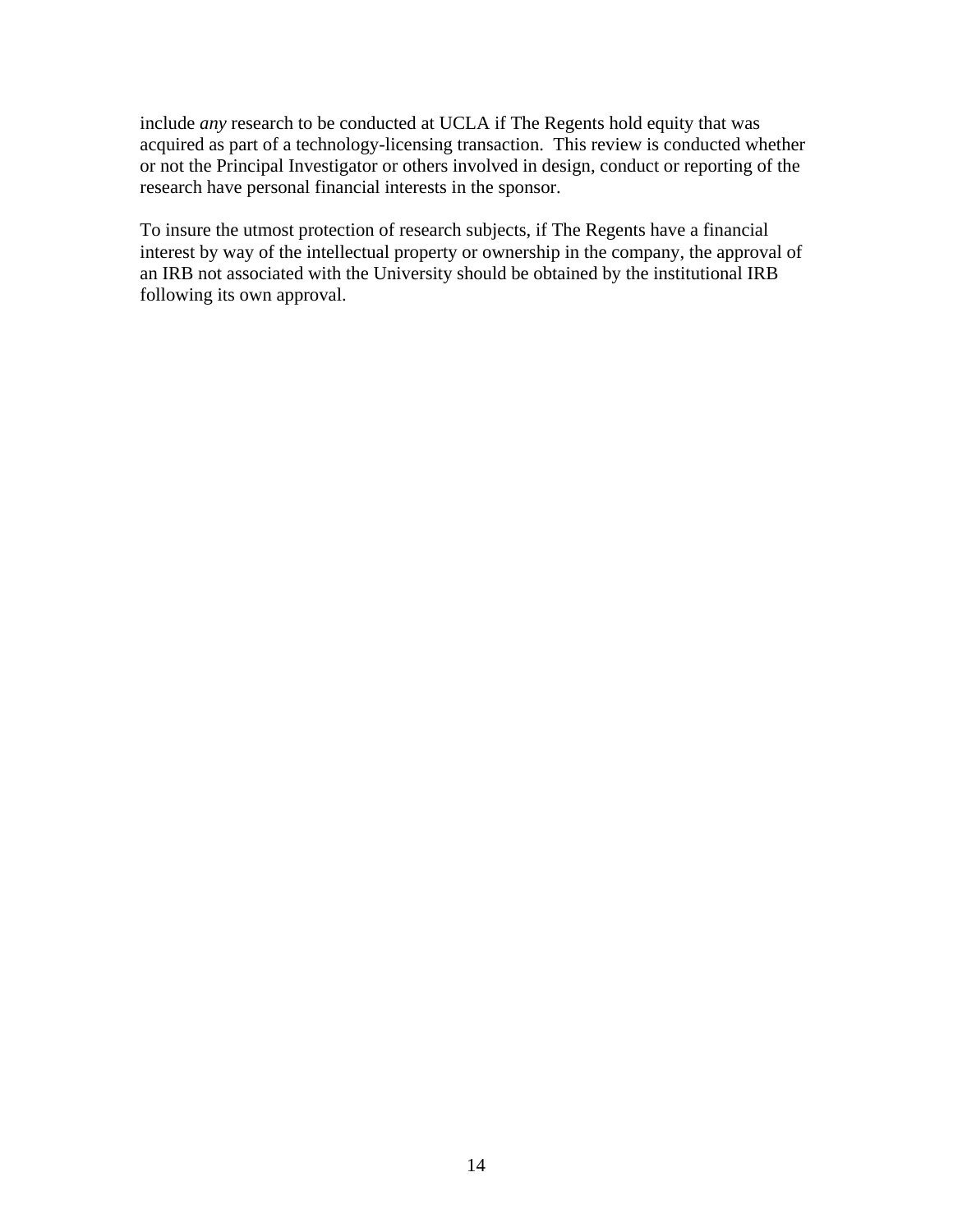include *any* research to be conducted at UCLA if The Regents hold equity that was acquired as part of a technology-licensing transaction. This review is conducted whether or not the Principal Investigator or others involved in design, conduct or reporting of the research have personal financial interests in the sponsor.

To insure the utmost protection of research subjects, if The Regents have a financial interest by way of the intellectual property or ownership in the company, the approval of an IRB not associated with the University should be obtained by the institutional IRB following its own approval.